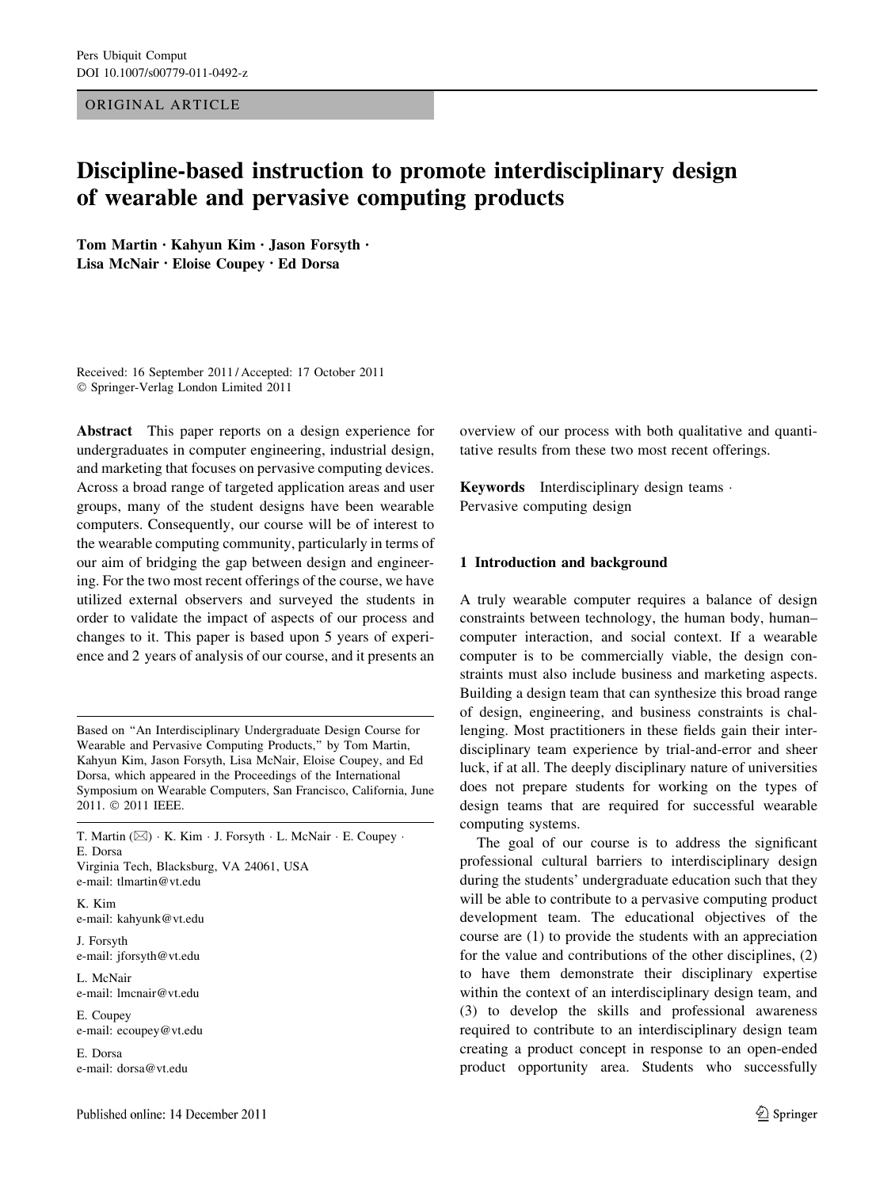ORIGINAL ARTICLE

# Discipline-based instruction to promote interdisciplinary design of wearable and pervasive computing products

**Tom Martin · Kahyun Kim · Jason Forsyth · Lisa McNair · Eloise Coupey · Ed Dorsa**

Received: 16 September 2011 / Accepted: 17 October 2011
© Springer-Verlag London Limited 2011

**Abstract** This paper reports on a design experience for undergraduates in computer engineering, industrial design, and marketing that focuses on pervasive computing devices. Across a broad range of targeted application areas and user groups, many of the student designs have been wearable computers. Consequently, our course will be of interest to the wearable computing community, particularly in terms of our aim of bridging the gap between design and engineering. For the two most recent offerings of the course, we have utilized external observers and surveyed the students in order to validate the impact of aspects of our process and changes to it. This paper is based upon 5 years of experience and 2 years of analysis of our course, and it presents an overview of our process with both qualitative and quantitative results from these two most recent offerings.

**Keywords** Interdisciplinary design teams · Pervasive computing design

Based on "An Interdisciplinary Undergraduate Design Course for Wearable and Pervasive Computing Products," by Tom Martin, Kahyun Kim, Jason Forsyth, Lisa McNair, Eloise Coupey, and Ed Dorsa, which appeared in the Proceedings of the International Symposium on Wearable Computers, San Francisco, California, June 2011. © 2011 IEEE.

T. Martin (✉) · K. Kim · J. Forsyth · L. McNair · E. Coupey · E. Dorsa
Virginia Tech, Blacksburg, VA 24061, USA
e-mail: tlmartin@vt.edu

K. Kim
e-mail: kahyunk@vt.edu

J. Forsyth
e-mail: jforsyth@vt.edu

L. McNair
e-mail: lmcnair@vt.edu

E. Coupey
e-mail: ecoupey@vt.edu

E. Dorsa
e-mail: dorsa@vt.edu

## 1 Introduction and background

A truly wearable computer requires a balance of design constraints between technology, the human body, human–computer interaction, and social context. If a wearable computer is to be commercially viable, the design constraints must also include business and marketing aspects. Building a design team that can synthesize this broad range of design, engineering, and business constraints is challenging. Most practitioners in these fields gain their interdisciplinary team experience by trial-and-error and sheer luck, if at all. The deeply disciplinary nature of universities does not prepare students for working on the types of design teams that are required for successful wearable computing systems.

The goal of our course is to address the significant professional cultural barriers to interdisciplinary design during the students' undergraduate education such that they will be able to contribute to a pervasive computing product development team. The educational objectives of the course are (1) to provide the students with an appreciation for the value and contributions of the other disciplines, (2) to have them demonstrate their disciplinary expertise within the context of an interdisciplinary design team, and (3) to develop the skills and professional awareness required to contribute to an interdisciplinary design team creating a product concept in response to an open-ended product opportunity area. Students who successfully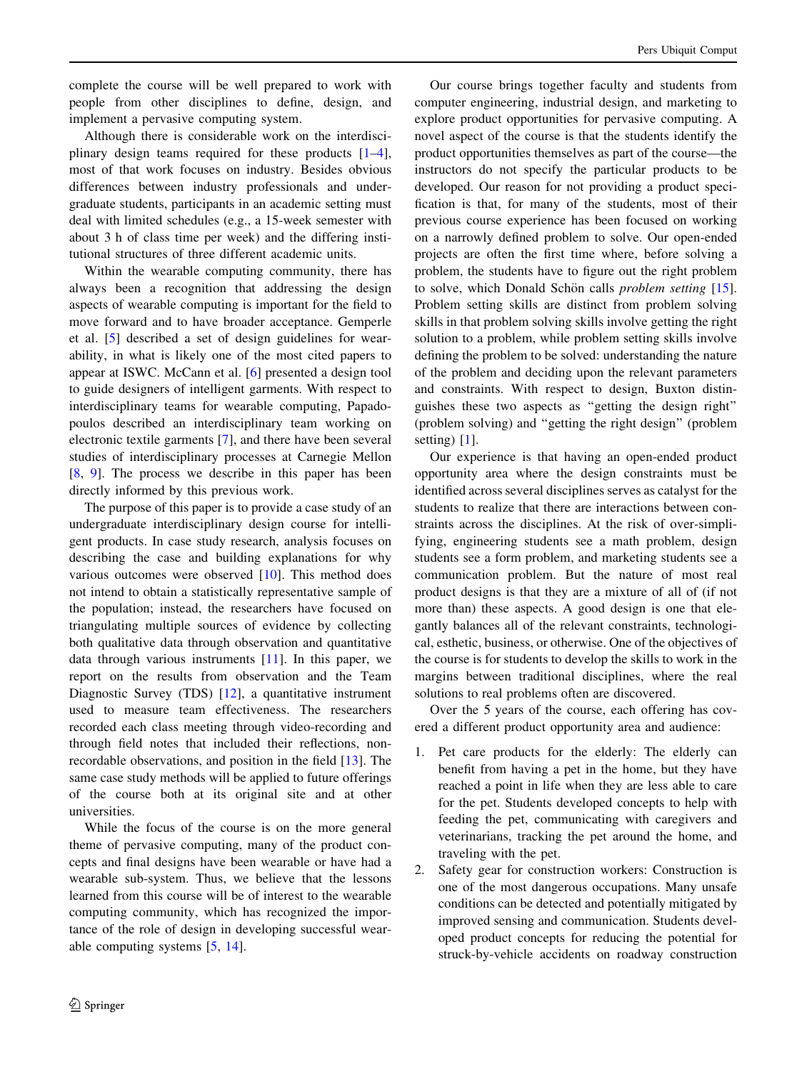complete the course will be well prepared to work with people from other disciplines to define, design, and implement a pervasive computing system.

Although there is considerable work on the interdisciplinary design teams required for these products [1–4], most of that work focuses on industry. Besides obvious differences between industry professionals and undergraduate students, participants in an academic setting must deal with limited schedules (e.g., a 15-week semester with about 3 h of class time per week) and the differing institutional structures of three different academic units.

Within the wearable computing community, there has always been a recognition that addressing the design aspects of wearable computing is important for the field to move forward and to have broader acceptance. Gemperle et al. [5] described a set of design guidelines for wearability, in what is likely one of the most cited papers to appear at ISWC. McCann et al. [6] presented a design tool to guide designers of intelligent garments. With respect to interdisciplinary teams for wearable computing, Papadopoulos described an interdisciplinary team working on electronic textile garments [7], and there have been several studies of interdisciplinary processes at Carnegie Mellon [8, 9]. The process we describe in this paper has been directly informed by this previous work.

The purpose of this paper is to provide a case study of an undergraduate interdisciplinary design course for intelligent products. In case study research, analysis focuses on describing the case and building explanations for why various outcomes were observed [10]. This method does not intend to obtain a statistically representative sample of the population; instead, the researchers have focused on triangulating multiple sources of evidence by collecting both qualitative data through observation and quantitative data through various instruments [11]. In this paper, we report on the results from observation and the Team Diagnostic Survey (TDS) [12], a quantitative instrument used to measure team effectiveness. The researchers recorded each class meeting through video-recording and through field notes that included their reflections, non-recordable observations, and position in the field [13]. The same case study methods will be applied to future offerings of the course both at its original site and at other universities.

While the focus of the course is on the more general theme of pervasive computing, many of the product concepts and final designs have been wearable or have had a wearable sub-system. Thus, we believe that the lessons learned from this course will be of interest to the wearable computing community, which has recognized the importance of the role of design in developing successful wearable computing systems [5, 14].

Our course brings together faculty and students from computer engineering, industrial design, and marketing to explore product opportunities for pervasive computing. A novel aspect of the course is that the students identify the product opportunities themselves as part of the course—the instructors do not specify the particular products to be developed. Our reason for not providing a product specification is that, for many of the students, most of their previous course experience has been focused on working on a narrowly defined problem to solve. Our open-ended projects are often the first time where, before solving a problem, the students have to figure out the right problem to solve, which Donald Schön calls *problem setting* [15]. Problem setting skills are distinct from problem solving skills in that problem solving skills involve getting the right solution to a problem, while problem setting skills involve defining the problem to be solved: understanding the nature of the problem and deciding upon the relevant parameters and constraints. With respect to design, Buxton distinguishes these two aspects as "getting the design right" (problem solving) and "getting the right design" (problem setting) [1].

Our experience is that having an open-ended product opportunity area where the design constraints must be identified across several disciplines serves as catalyst for the students to realize that there are interactions between constraints across the disciplines. At the risk of over-simplifying, engineering students see a math problem, design students see a form problem, and marketing students see a communication problem. But the nature of most real product designs is that they are a mixture of all of (if not more than) these aspects. A good design is one that elegantly balances all of the relevant constraints, technological, esthetic, business, or otherwise. One of the objectives of the course is for students to develop the skills to work in the margins between traditional disciplines, where the real solutions to real problems often are discovered.

Over the 5 years of the course, each offering has covered a different product opportunity area and audience:

1. Pet care products for the elderly: The elderly can benefit from having a pet in the home, but they have reached a point in life when they are less able to care for the pet. Students developed concepts to help with feeding the pet, communicating with caregivers and veterinarians, tracking the pet around the home, and traveling with the pet.
2. Safety gear for construction workers: Construction is one of the most dangerous occupations. Many unsafe conditions can be detected and potentially mitigated by improved sensing and communication. Students developed product concepts for reducing the potential for struck-by-vehicle accidents on roadway construction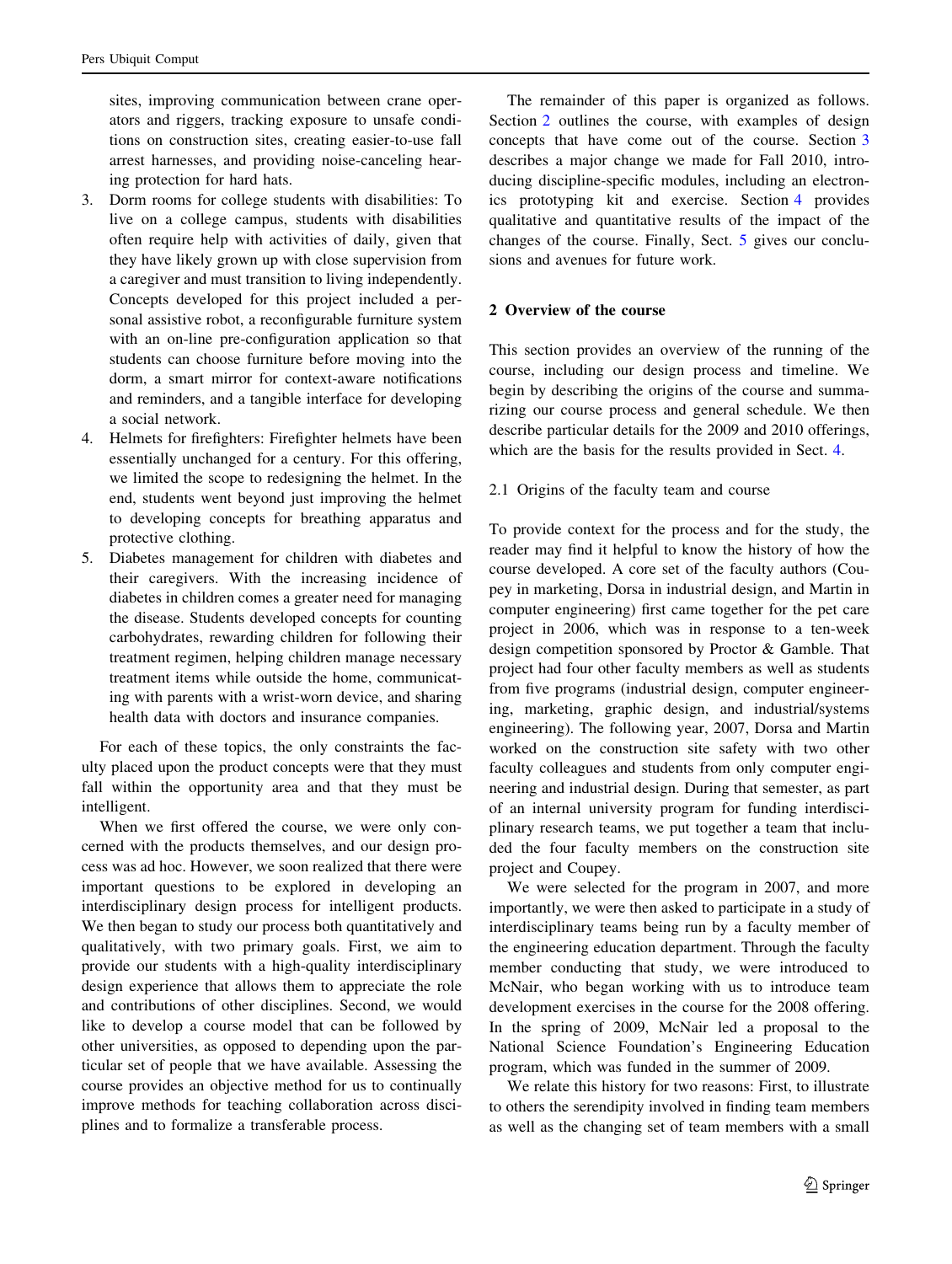sites, improving communication between crane operators and riggers, tracking exposure to unsafe conditions on construction sites, creating easier-to-use fall arrest harnesses, and providing noise-canceling hearing protection for hard hats.

3. Dorm rooms for college students with disabilities: To live on a college campus, students with disabilities often require help with activities of daily, given that they have likely grown up with close supervision from a caregiver and must transition to living independently. Concepts developed for this project included a personal assistive robot, a reconfigurable furniture system with an on-line pre-configuration application so that students can choose furniture before moving into the dorm, a smart mirror for context-aware notifications and reminders, and a tangible interface for developing a social network.
4. Helmets for firefighters: Firefighter helmets have been essentially unchanged for a century. For this offering, we limited the scope to redesigning the helmet. In the end, students went beyond just improving the helmet to developing concepts for breathing apparatus and protective clothing.
5. Diabetes management for children with diabetes and their caregivers. With the increasing incidence of diabetes in children comes a greater need for managing the disease. Students developed concepts for counting carbohydrates, rewarding children for following their treatment regimen, helping children manage necessary treatment items while outside the home, communicating with parents with a wrist-worn device, and sharing health data with doctors and insurance companies.

For each of these topics, the only constraints the faculty placed upon the product concepts were that they must fall within the opportunity area and that they must be intelligent.

When we first offered the course, we were only concerned with the products themselves, and our design process was ad hoc. However, we soon realized that there were important questions to be explored in developing an interdisciplinary design process for intelligent products. We then began to study our process both quantitatively and qualitatively, with two primary goals. First, we aim to provide our students with a high-quality interdisciplinary design experience that allows them to appreciate the role and contributions of other disciplines. Second, we would like to develop a course model that can be followed by other universities, as opposed to depending upon the particular set of people that we have available. Assessing the course provides an objective method for us to continually improve methods for teaching collaboration across disciplines and to formalize a transferable process.

The remainder of this paper is organized as follows. Section 2 outlines the course, with examples of design concepts that have come out of the course. Section 3 describes a major change we made for Fall 2010, introducing discipline-specific modules, including an electronics prototyping kit and exercise. Section 4 provides qualitative and quantitative results of the impact of the changes of the course. Finally, Sect. 5 gives our conclusions and avenues for future work.

## 2 Overview of the course

This section provides an overview of the running of the course, including our design process and timeline. We begin by describing the origins of the course and summarizing our course process and general schedule. We then describe particular details for the 2009 and 2010 offerings, which are the basis for the results provided in Sect. 4.

### 2.1 Origins of the faculty team and course

To provide context for the process and for the study, the reader may find it helpful to know the history of how the course developed. A core set of the faculty authors (Coupey in marketing, Dorsa in industrial design, and Martin in computer engineering) first came together for the pet care project in 2006, which was in response to a ten-week design competition sponsored by Proctor & Gamble. That project had four other faculty members as well as students from five programs (industrial design, computer engineering, marketing, graphic design, and industrial/systems engineering). The following year, 2007, Dorsa and Martin worked on the construction site safety with two other faculty colleagues and students from only computer engineering and industrial design. During that semester, as part of an internal university program for funding interdisciplinary research teams, we put together a team that included the four faculty members on the construction site project and Coupey.

We were selected for the program in 2007, and more importantly, we were then asked to participate in a study of interdisciplinary teams being run by a faculty member of the engineering education department. Through the faculty member conducting that study, we were introduced to McNair, who began working with us to introduce team development exercises in the course for the 2008 offering. In the spring of 2009, McNair led a proposal to the National Science Foundation's Engineering Education program, which was funded in the summer of 2009.

We relate this history for two reasons: First, to illustrate to others the serendipity involved in finding team members as well as the changing set of team members with a small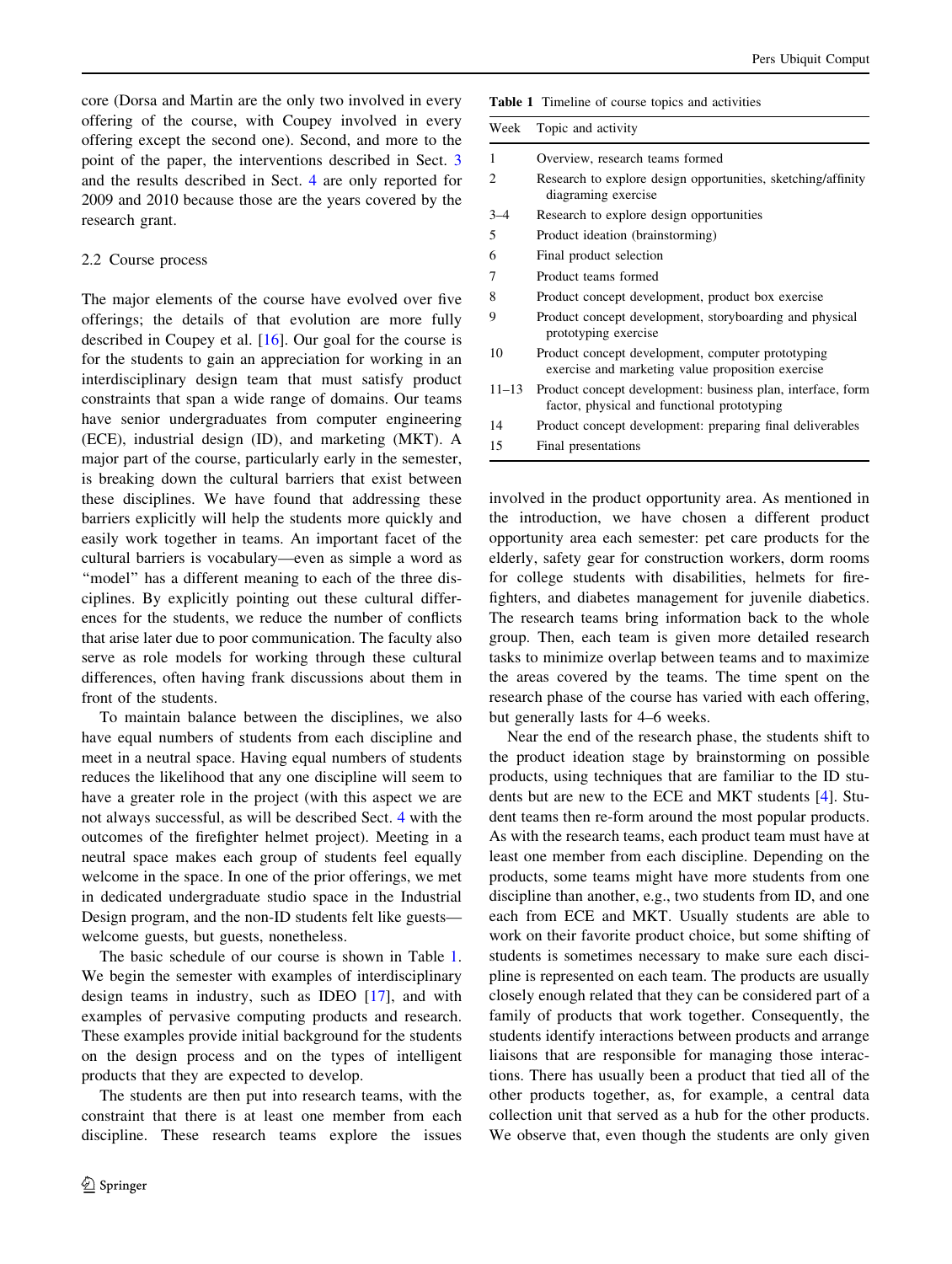core (Dorsa and Martin are the only two involved in every offering of the course, with Coupey involved in every offering except the second one). Second, and more to the point of the paper, the interventions described in Sect. 3 and the results described in Sect. 4 are only reported for 2009 and 2010 because those are the years covered by the research grant.

### 2.2 Course process

The major elements of the course have evolved over five offerings; the details of that evolution are more fully described in Coupey et al. [16]. Our goal for the course is for the students to gain an appreciation for working in an interdisciplinary design team that must satisfy product constraints that span a wide range of domains. Our teams have senior undergraduates from computer engineering (ECE), industrial design (ID), and marketing (MKT). A major part of the course, particularly early in the semester, is breaking down the cultural barriers that exist between these disciplines. We have found that addressing these barriers explicitly will help the students more quickly and easily work together in teams. An important facet of the cultural barriers is vocabulary—even as simple a word as "model" has a different meaning to each of the three disciplines. By explicitly pointing out these cultural differences for the students, we reduce the number of conflicts that arise later due to poor communication. The faculty also serve as role models for working through these cultural differences, often having frank discussions about them in front of the students.

To maintain balance between the disciplines, we also have equal numbers of students from each discipline and meet in a neutral space. Having equal numbers of students reduces the likelihood that any one discipline will seem to have a greater role in the project (with this aspect we are not always successful, as will be described Sect. 4 with the outcomes of the firefighter helmet project). Meeting in a neutral space makes each group of students feel equally welcome in the space. In one of the prior offerings, we met in dedicated undergraduate studio space in the Industrial Design program, and the non-ID students felt like guests—welcome guests, but guests, nonetheless.

The basic schedule of our course is shown in Table 1. We begin the semester with examples of interdisciplinary design teams in industry, such as IDEO [17], and with examples of pervasive computing products and research. These examples provide initial background for the students on the design process and on the types of intelligent products that they are expected to develop.

The students are then put into research teams, with the constraint that there is at least one member from each discipline. These research teams explore the issues involved in the product opportunity area. As mentioned in the introduction, we have chosen a different product opportunity area each semester: pet care products for the elderly, safety gear for construction workers, dorm rooms for college students with disabilities, helmets for firefighters, and diabetes management for juvenile diabetics. The research teams bring information back to the whole group. Then, each team is given more detailed research tasks to minimize overlap between teams and to maximize the areas covered by the teams. The time spent on the research phase of the course has varied with each offering, but generally lasts for 4–6 weeks.

**Table 1** Timeline of course topics and activities

| Week | Topic and activity |
|---|---|
| 1 | Overview, research teams formed |
| 2 | Research to explore design opportunities, sketching/affinity diagraming exercise |
| 3–4 | Research to explore design opportunities |
| 5 | Product ideation (brainstorming) |
| 6 | Final product selection |
| 7 | Product teams formed |
| 8 | Product concept development, product box exercise |
| 9 | Product concept development, storyboarding and physical prototyping exercise |
| 10 | Product concept development, computer prototyping exercise and marketing value proposition exercise |
| 11–13 | Product concept development: business plan, interface, form factor, physical and functional prototyping |
| 14 | Product concept development: preparing final deliverables |
| 15 | Final presentations |

Near the end of the research phase, the students shift to the product ideation stage by brainstorming on possible products, using techniques that are familiar to the ID students but are new to the ECE and MKT students [4]. Student teams then re-form around the most popular products. As with the research teams, each product team must have at least one member from each discipline. Depending on the products, some teams might have more students from one discipline than another, e.g., two students from ID, and one each from ECE and MKT. Usually students are able to work on their favorite product choice, but some shifting of students is sometimes necessary to make sure each discipline is represented on each team. The products are usually closely enough related that they can be considered part of a family of products that work together. Consequently, the students identify interactions between products and arrange liaisons that are responsible for managing those interactions. There has usually been a product that tied all of the other products together, as, for example, a central data collection unit that served as a hub for the other products. We observe that, even though the students are only given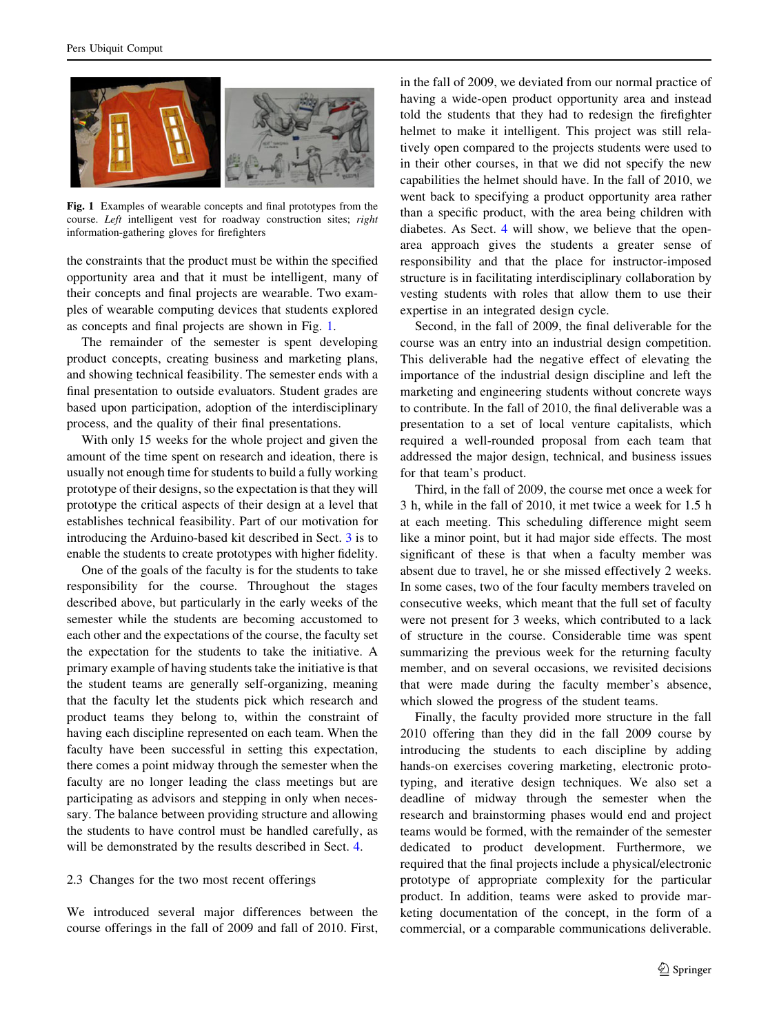**Fig. 1** Examples of wearable concepts and final prototypes from the course. *Left* intelligent vest for roadway construction sites; *right* information-gathering gloves for firefighters

the constraints that the product must be within the specified opportunity area and that it must be intelligent, many of their concepts and final projects are wearable. Two examples of wearable computing devices that students explored as concepts and final projects are shown in Fig. 1.

The remainder of the semester is spent developing product concepts, creating business and marketing plans, and showing technical feasibility. The semester ends with a final presentation to outside evaluators. Student grades are based upon participation, adoption of the interdisciplinary process, and the quality of their final presentations.

With only 15 weeks for the whole project and given the amount of the time spent on research and ideation, there is usually not enough time for students to build a fully working prototype of their designs, so the expectation is that they will prototype the critical aspects of their design at a level that establishes technical feasibility. Part of our motivation for introducing the Arduino-based kit described in Sect. 3 is to enable the students to create prototypes with higher fidelity.

One of the goals of the faculty is for the students to take responsibility for the course. Throughout the stages described above, but particularly in the early weeks of the semester while the students are becoming accustomed to each other and the expectations of the course, the faculty set the expectation for the students to take the initiative. A primary example of having students take the initiative is that the student teams are generally self-organizing, meaning that the faculty let the students pick which research and product teams they belong to, within the constraint of having each discipline represented on each team. When the faculty have been successful in setting this expectation, there comes a point midway through the semester when the faculty are no longer leading the class meetings but are participating as advisors and stepping in only when necessary. The balance between providing structure and allowing the students to have control must be handled carefully, as will be demonstrated by the results described in Sect. 4.

## 2.3 Changes for the two most recent offerings

We introduced several major differences between the course offerings in the fall of 2009 and fall of 2010. First, in the fall of 2009, we deviated from our normal practice of having a wide-open product opportunity area and instead told the students that they had to redesign the firefighter helmet to make it intelligent. This project was still relatively open compared to the projects students were used to in their other courses, in that we did not specify the new capabilities the helmet should have. In the fall of 2010, we went back to specifying a product opportunity area rather than a specific product, with the area being children with diabetes. As Sect. 4 will show, we believe that the open-area approach gives the students a greater sense of responsibility and that the place for instructor-imposed structure is in facilitating interdisciplinary collaboration by vesting students with roles that allow them to use their expertise in an integrated design cycle.

Second, in the fall of 2009, the final deliverable for the course was an entry into an industrial design competition. This deliverable had the negative effect of elevating the importance of the industrial design discipline and left the marketing and engineering students without concrete ways to contribute. In the fall of 2010, the final deliverable was a presentation to a set of local venture capitalists, which required a well-rounded proposal from each team that addressed the major design, technical, and business issues for that team's product.

Third, in the fall of 2009, the course met once a week for 3 h, while in the fall of 2010, it met twice a week for 1.5 h at each meeting. This scheduling difference might seem like a minor point, but it had major side effects. The most significant of these is that when a faculty member was absent due to travel, he or she missed effectively 2 weeks. In some cases, two of the four faculty members traveled on consecutive weeks, which meant that the full set of faculty were not present for 3 weeks, which contributed to a lack of structure in the course. Considerable time was spent summarizing the previous week for the returning faculty member, and on several occasions, we revisited decisions that were made during the faculty member's absence, which slowed the progress of the student teams.

Finally, the faculty provided more structure in the fall 2010 offering than they did in the fall 2009 course by introducing the students to each discipline by adding hands-on exercises covering marketing, electronic prototyping, and iterative design techniques. We also set a deadline of midway through the semester when the research and brainstorming phases would end and the project teams would be formed, with the remainder of the semester dedicated to product development. Furthermore, we required that the final projects include a physical/electronic prototype of appropriate complexity for the particular product. In addition, teams were asked to provide marketing documentation of the concept, in the form of a commercial, or a comparable communications deliverable.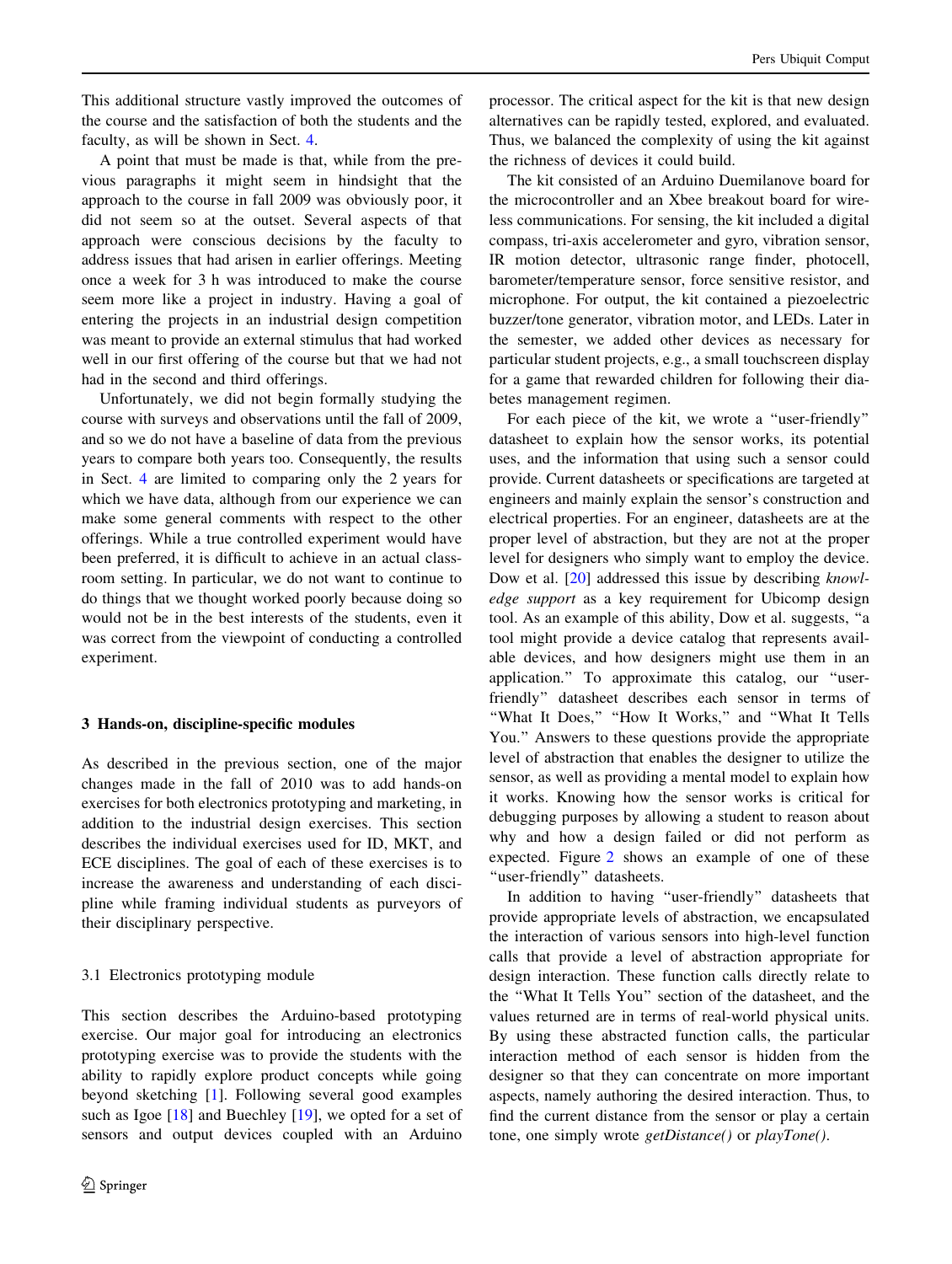This additional structure vastly improved the outcomes of the course and the satisfaction of both the students and the faculty, as will be shown in Sect. 4.

A point that must be made is that, while from the previous paragraphs it might seem in hindsight that the approach to the course in fall 2009 was obviously poor, it did not seem so at the outset. Several aspects of that approach were conscious decisions by the faculty to address issues that had arisen in earlier offerings. Meeting once a week for 3 h was introduced to make the course seem more like a project in industry. Having a goal of entering the projects in an industrial design competition was meant to provide an external stimulus that had worked well in our first offering of the course but that we had not had in the second and third offerings.

Unfortunately, we did not begin formally studying the course with surveys and observations until the fall of 2009, and so we do not have a baseline of data from the previous years to compare both years too. Consequently, the results in Sect. 4 are limited to comparing only the 2 years for which we have data, although from our experience we can make some general comments with respect to the other offerings. While a true controlled experiment would have been preferred, it is difficult to achieve in an actual classroom setting. In particular, we do not want to continue to do things that we thought worked poorly because doing so would not be in the best interests of the students, even it was correct from the viewpoint of conducting a controlled experiment.

## 3 Hands-on, discipline-specific modules

As described in the previous section, one of the major changes made in the fall of 2010 was to add hands-on exercises for both electronics prototyping and marketing, in addition to the industrial design exercises. This section describes the individual exercises used for ID, MKT, and ECE disciplines. The goal of each of these exercises is to increase the awareness and understanding of each discipline while framing individual students as purveyors of their disciplinary perspective.

### 3.1 Electronics prototyping module

This section describes the Arduino-based prototyping exercise. Our major goal for introducing an electronics prototyping exercise was to provide the students with the ability to rapidly explore product concepts while going beyond sketching [1]. Following several good examples such as Igoe [18] and Buechley [19], we opted for a set of sensors and output devices coupled with an Arduino processor. The critical aspect for the kit is that new design alternatives can be rapidly tested, explored, and evaluated. Thus, we balanced the complexity of using the kit against the richness of devices it could build.

The kit consisted of an Arduino Duemilanove board for the microcontroller and an Xbee breakout board for wireless communications. For sensing, the kit included a digital compass, tri-axis accelerometer and gyro, vibration sensor, IR motion detector, ultrasonic range finder, photocell, barometer/temperature sensor, force sensitive resistor, and microphone. For output, the kit contained a piezoelectric buzzer/tone generator, vibration motor, and LEDs. Later in the semester, we added other devices as necessary for particular student projects, e.g., a small touchscreen display for a game that rewarded children for following their diabetes management regimen.

For each piece of the kit, we wrote a "user-friendly" datasheet to explain how the sensor works, its potential uses, and the information that using such a sensor could provide. Current datasheets or specifications are targeted at engineers and mainly explain the sensor's construction and electrical properties. For an engineer, datasheets are at the proper level of abstraction, but they are not at the proper level for designers who simply want to employ the device. Dow et al. [20] addressed this issue by describing *knowledge support* as a key requirement for Ubicomp design tool. As an example of this ability, Dow et al. suggests, "a tool might provide a device catalog that represents available devices, and how designers might use them in an application." To approximate this catalog, our "user-friendly" datasheet describes each sensor in terms of "What It Does," "How It Works," and "What It Tells You." Answers to these questions provide the appropriate level of abstraction that enables the designer to utilize the sensor, as well as providing a mental model to explain how it works. Knowing how the sensor works is critical for debugging purposes by allowing a student to reason about why and how a design failed or did not perform as expected. Figure 2 shows an example of one of these "user-friendly" datasheets.

In addition to having "user-friendly" datasheets that provide appropriate levels of abstraction, we encapsulated the interaction of various sensors into high-level function calls that provide a level of abstraction appropriate for design interaction. These function calls directly relate to the "What It Tells You" section of the datasheet, and the values returned are in terms of real-world physical units. By using these abstracted function calls, the particular interaction method of each sensor is hidden from the designer so that they can concentrate on more important aspects, namely authoring the desired interaction. Thus, to find the current distance from the sensor or play a certain tone, one simply wrote *getDistance()* or *playTone()*.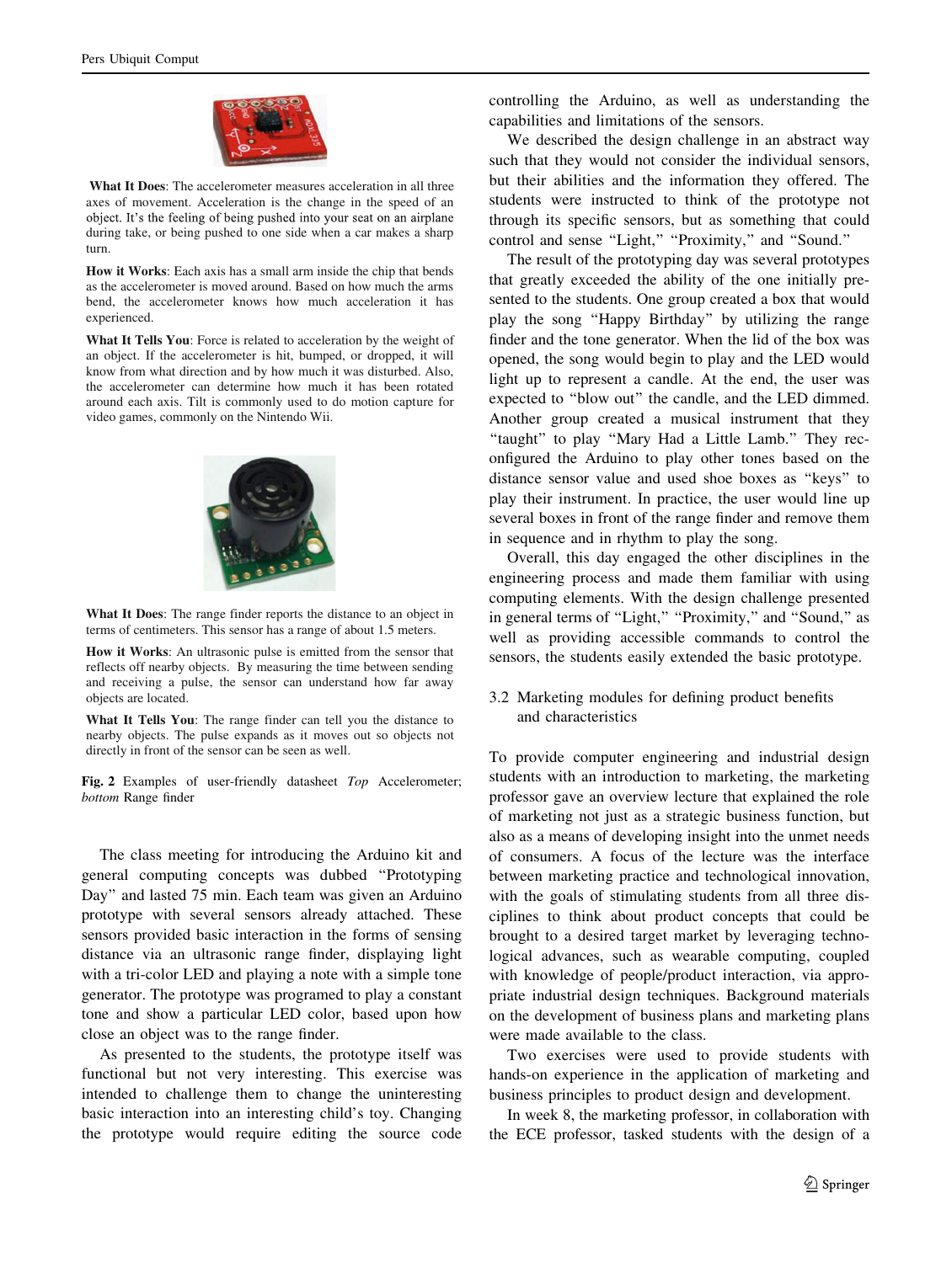**What It Does**: The accelerometer measures acceleration in all three axes of movement. Acceleration is the change in the speed of an object. It's the feeling of being pushed into your seat on an airplane during take, or being pushed to one side when a car makes a sharp turn.

**How it Works**: Each axis has a small arm inside the chip that bends as the accelerometer is moved around. Based on how much the arms bend, the accelerometer knows how much acceleration it has experienced.

**What It Tells You**: Force is related to acceleration by the weight of an object. If the accelerometer is hit, bumped, or dropped, it will know from what direction and by how much it was disturbed. Also, the accelerometer can determine how much it has been rotated around each axis. Tilt is commonly used to do motion capture for video games, commonly on the Nintendo Wii.

**What It Does**: The range finder reports the distance to an object in terms of centimeters. This sensor has a range of about 1.5 meters.

**How it Works**: An ultrasonic pulse is emitted from the sensor that reflects off nearby objects. By measuring the time between sending and receiving a pulse, the sensor can understand how far away objects are located.

**What It Tells You**: The range finder can tell you the distance to nearby objects. The pulse expands as it moves out so objects not directly in front of the sensor can be seen as well.

**Fig. 2** Examples of user-friendly datasheet *Top* Accelerometer; *bottom* Range finder

The class meeting for introducing the Arduino kit and general computing concepts was dubbed "Prototyping Day" and lasted 75 min. Each team was given an Arduino prototype with several sensors already attached. These sensors provided basic interaction in the forms of sensing distance via an ultrasonic range finder, displaying light with a tri-color LED and playing a note with a simple tone generator. The prototype was programed to play a constant tone and show a particular LED color, based upon how close an object was to the range finder.

As presented to the students, the prototype itself was functional but not very interesting. This exercise was intended to challenge them to change the uninteresting basic interaction into an interesting child's toy. Changing the prototype would require editing the source code controlling the Arduino, as well as understanding the capabilities and limitations of the sensors.

We described the design challenge in an abstract way such that they would not consider the individual sensors, but their abilities and the information they offered. The students were instructed to think of the prototype not through its specific sensors, but as something that could control and sense "Light," "Proximity," and "Sound."

The result of the prototyping day was several prototypes that greatly exceeded the ability of the one initially presented to the students. One group created a box that would play the song "Happy Birthday" by utilizing the range finder and the tone generator. When the lid of the box was opened, the song would begin to play and the LED would light up to represent a candle. At the end, the user was expected to "blow out" the candle, and the LED dimmed. Another group created a musical instrument that they "taught" to play "Mary Had a Little Lamb." They reconfigured the Arduino to play other tones based on the distance sensor value and used shoe boxes as "keys" to play their instrument. In practice, the user would line up several boxes in front of the range finder and remove them in sequence and in rhythm to play the song.

Overall, this day engaged the other disciplines in the engineering process and made them familiar with using computing elements. With the design challenge presented in general terms of "Light," "Proximity," and "Sound," as well as providing accessible commands to control the sensors, the students easily extended the basic prototype.

### 3.2 Marketing modules for defining product benefits and characteristics

To provide computer engineering and industrial design students with an introduction to marketing, the marketing professor gave an overview lecture that explained the role of marketing not just as a strategic business function, but also as a means of developing insight into the unmet needs of consumers. A focus of the lecture was the interface between marketing practice and technological innovation, with the goals of stimulating students from all three disciplines to think about product concepts that could be brought to a desired target market by leveraging technological advances, such as wearable computing, coupled with knowledge of people/product interaction, via appropriate industrial design techniques. Background materials on the development of business plans and marketing plans were made available to the class.

Two exercises were used to provide students with hands-on experience in the application of marketing and business principles to product design and development.

In week 8, the marketing professor, in collaboration with the ECE professor, tasked students with the design of a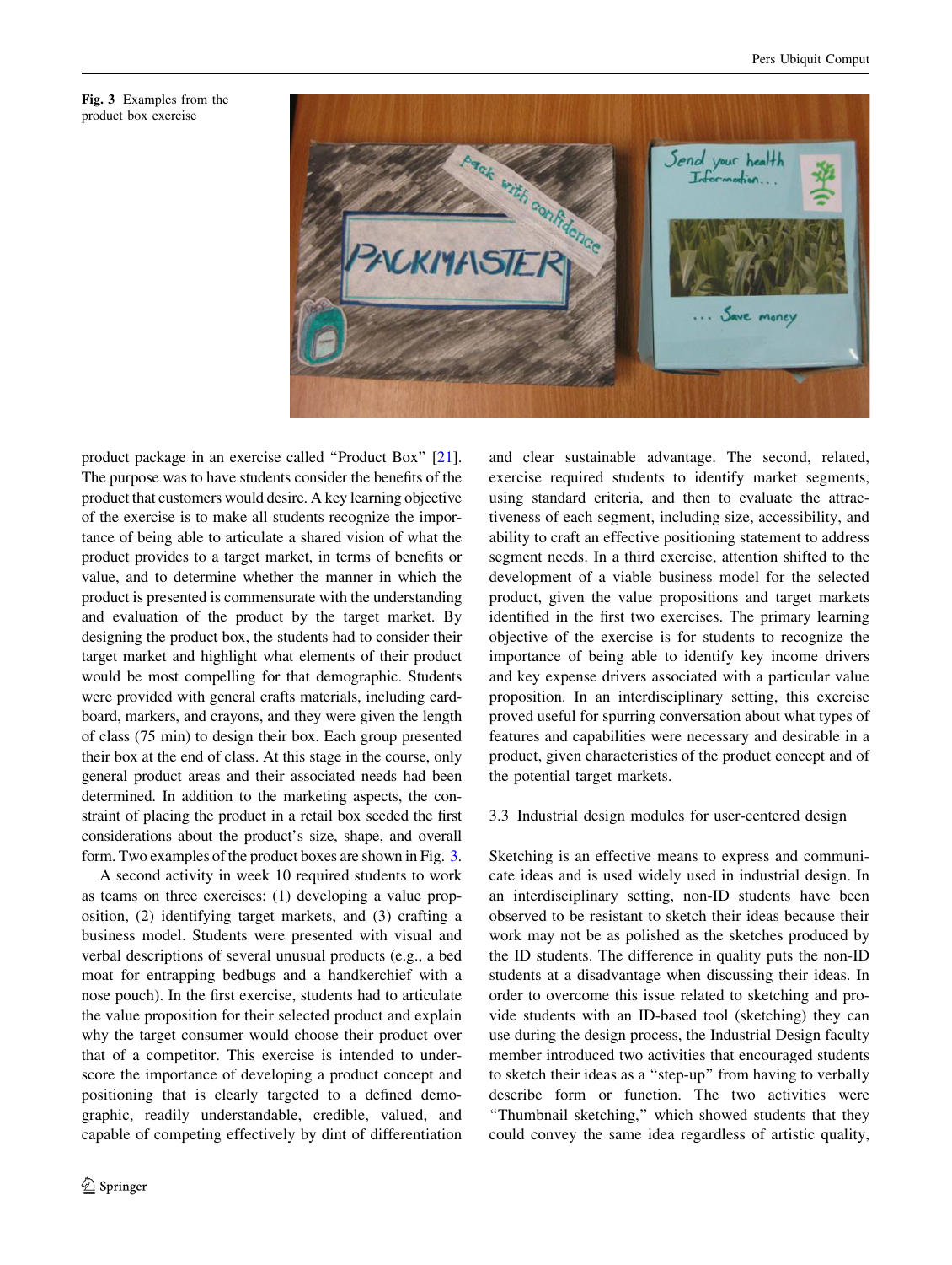Fig. 3 Examples from the product box exercise

product package in an exercise called "Product Box" [21]. The purpose was to have students consider the benefits of the product that customers would desire. A key learning objective of the exercise is to make all students recognize the importance of being able to articulate a shared vision of what the product provides to a target market, in terms of benefits or value, and to determine whether the manner in which the product is presented is commensurate with the understanding and evaluation of the product by the target market. By designing the product box, the students had to consider their target market and highlight what elements of their product would be most compelling for that demographic. Students were provided with general crafts materials, including cardboard, markers, and crayons, and they were given the length of class (75 min) to design their box. Each group presented their box at the end of class. At this stage in the course, only general product areas and their associated needs had been determined. In addition to the marketing aspects, the constraint of placing the product in a retail box seeded the first considerations about the product's size, shape, and overall form. Two examples of the product boxes are shown in Fig. 3.

A second activity in week 10 required students to work as teams on three exercises: (1) developing a value proposition, (2) identifying target markets, and (3) crafting a business model. Students were presented with visual and verbal descriptions of several unusual products (e.g., a bed moat for entrapping bedbugs and a handkerchief with a nose pouch). In the first exercise, students had to articulate the value proposition for their selected product and explain why the target consumer would choose their product over that of a competitor. This exercise is intended to underscore the importance of developing a product concept and positioning that is clearly targeted to a defined demographic, readily understandable, credible, valued, and capable of competing effectively by dint of differentiation and clear sustainable advantage. The second, related, exercise required students to identify market segments, using standard criteria, and then to evaluate the attractiveness of each segment, including size, accessibility, and ability to craft an effective positioning statement to address segment needs. In a third exercise, attention shifted to the development of a viable business model for the selected product, given the value propositions and target markets identified in the first two exercises. The primary learning objective of the exercise is for students to recognize the importance of being able to identify key income drivers and key expense drivers associated with a particular value proposition. In an interdisciplinary setting, this exercise proved useful for spurring conversation about what types of features and capabilities were necessary and desirable in a product, given characteristics of the product concept and of the potential target markets.

### 3.3 Industrial design modules for user-centered design

Sketching is an effective means to express and communicate ideas and is used widely used in industrial design. In an interdisciplinary setting, non-ID students have been observed to be resistant to sketch their ideas because their work may not be as polished as the sketches produced by the ID students. The difference in quality puts the non-ID students at a disadvantage when discussing their ideas. In order to overcome this issue related to sketching and provide students with an ID-based tool (sketching) they can use during the design process, the Industrial Design faculty member introduced two activities that encouraged students to sketch their ideas as a "step-up" from having to verbally describe form or function. The two activities were "Thumbnail sketching," which showed students that they could convey the same idea regardless of artistic quality,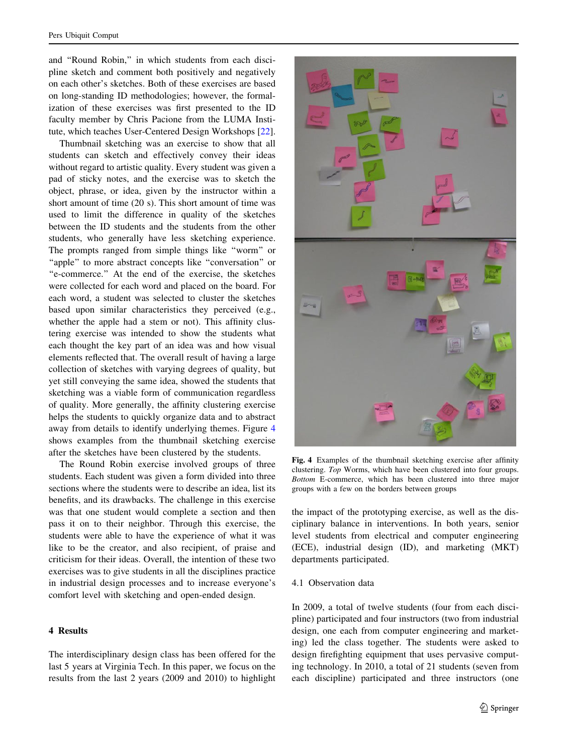and "Round Robin," in which students from each discipline sketch and comment both positively and negatively on each other's sketches. Both of these exercises are based on long-standing ID methodologies; however, the formalization of these exercises was first presented to the ID faculty member by Chris Pacione from the LUMA Institute, which teaches User-Centered Design Workshops [22].

Thumbnail sketching was an exercise to show that all students can sketch and effectively convey their ideas without regard to artistic quality. Every student was given a pad of sticky notes, and the exercise was to sketch the object, phrase, or idea, given by the instructor within a short amount of time (20 s). This short amount of time was used to limit the difference in quality of the sketches between the ID students and the students from the other students, who generally have less sketching experience. The prompts ranged from simple things like "worm" or "apple" to more abstract concepts like "conversation" or "e-commerce." At the end of the exercise, the sketches were collected for each word and placed on the board. For each word, a student was selected to cluster the sketches based upon similar characteristics they perceived (e.g., whether the apple had a stem or not). This affinity clustering exercise was intended to show the students what each thought the key part of an idea was and how visual elements reflected that. The overall result of having a large collection of sketches with varying degrees of quality, but yet still conveying the same idea, showed the students that sketching was a viable form of communication regardless of quality. More generally, the affinity clustering exercise helps the students to quickly organize data and to abstract away from details to identify underlying themes. Figure 4 shows examples from the thumbnail sketching exercise after the sketches have been clustered by the students.

Fig. 4 Examples of the thumbnail sketching exercise after affinity clustering. *Top* Worms, which have been clustered into four groups. *Bottom* E-commerce, which has been clustered into three major groups with a few on the borders between groups

The Round Robin exercise involved groups of three students. Each student was given a form divided into three sections where the students were to describe an idea, list its benefits, and its drawbacks. The challenge in this exercise was that one student would complete a section and then pass it on to their neighbor. Through this exercise, the students were able to have the experience of what it was like to be the creator, and also recipient, of praise and criticism for their ideas. Overall, the intention of these two exercises was to give students in all the disciplines practice in industrial design processes and to increase everyone's comfort level with sketching and open-ended design.

## 4 Results

The interdisciplinary design class has been offered for the last 5 years at Virginia Tech. In this paper, we focus on the results from the last 2 years (2009 and 2010) to highlight the impact of the prototyping exercise, as well as the disciplinary balance in interventions. In both years, senior level students from electrical and computer engineering (ECE), industrial design (ID), and marketing (MKT) departments participated.

### 4.1 Observation data

In 2009, a total of twelve students (four from each discipline) participated and four instructors (two from industrial design, one each from computer engineering and marketing) led the class together. The students were asked to design firefighting equipment that uses pervasive computing technology. In 2010, a total of 21 students (seven from each discipline) participated and three instructors (one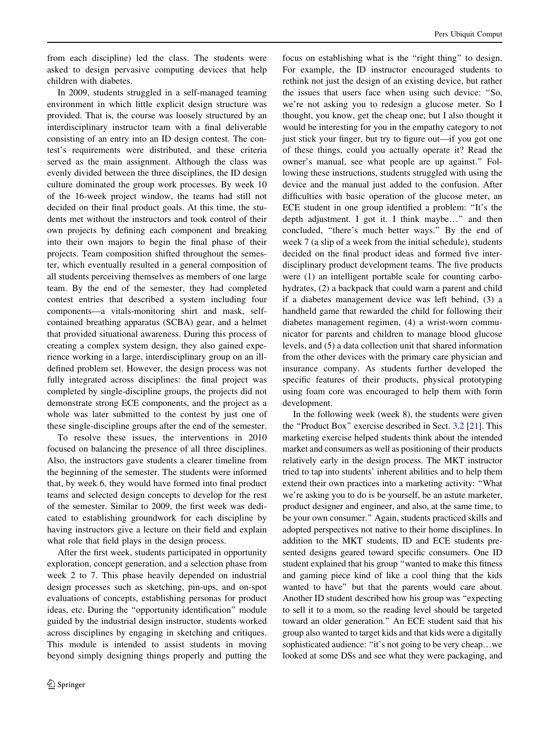from each discipline) led the class. The students were asked to design pervasive computing devices that help children with diabetes.

In 2009, students struggled in a self-managed teaming environment in which little explicit design structure was provided. That is, the course was loosely structured by an interdisciplinary instructor team with a final deliverable consisting of an entry into an ID design contest. The contest's requirements were distributed, and these criteria served as the main assignment. Although the class was evenly divided between the three disciplines, the ID design culture dominated the group work processes. By week 10 of the 16-week project window, the teams had still not decided on their final product goals. At this time, the students met without the instructors and took control of their own projects by defining each component and breaking into their own majors to begin the final phase of their projects. Team composition shifted throughout the semester, which eventually resulted in a general composition of all students perceiving themselves as members of one large team. By the end of the semester, they had completed contest entries that described a system including four components—a vitals-monitoring shirt and mask, self-contained breathing apparatus (SCBA) gear, and a helmet that provided situational awareness. During this process of creating a complex system design, they also gained experience working in a large, interdisciplinary group on an ill-defined problem set. However, the design process was not fully integrated across disciplines: the final project was completed by single-discipline groups, the projects did not demonstrate strong ECE components, and the project as a whole was later submitted to the contest by just one of these single-discipline groups after the end of the semester.

To resolve these issues, the interventions in 2010 focused on balancing the presence of all three disciplines. Also, the instructors gave students a clearer timeline from the beginning of the semester. The students were informed that, by week 6, they would have formed into final product teams and selected design concepts to develop for the rest of the semester. Similar to 2009, the first week was dedicated to establishing groundwork for each discipline by having instructors give a lecture on their field and explain what role that field plays in the design process.

After the first week, students participated in opportunity exploration, concept generation, and a selection phase from week 2 to 7. This phase heavily depended on industrial design processes such as sketching, pin-ups, and on-spot evaluations of concepts, establishing personas for product ideas, etc. During the "opportunity identification" module guided by the industrial design instructor, students worked across disciplines by engaging in sketching and critiques. This module is intended to assist students in moving beyond simply designing things properly and putting the focus on establishing what is the "right thing" to design. For example, the ID instructor encouraged students to rethink not just the design of an existing device, but rather the issues that users face when using such device: "So, we're not asking you to redesign a glucose meter. So I thought, you know, get the cheap one; but I also thought it would be interesting for you in the empathy category to not just stick your finger, but try to figure out—if you got one of these things, could you actually operate it? Read the owner's manual, see what people are up against." Following these instructions, students struggled with using the device and the manual just added to the confusion. After difficulties with basic operation of the glucose meter, an ECE student in one group identified a problem: "It's the depth adjustment. I got it. I think maybe…" and then concluded, "there's much better ways." By the end of week 7 (a slip of a week from the initial schedule), students decided on the final product ideas and formed five interdisciplinary product development teams. The five products were (1) an intelligent portable scale for counting carbohydrates, (2) a backpack that could warn a parent and child if a diabetes management device was left behind, (3) a handheld game that rewarded the child for following their diabetes management regimen, (4) a wrist-worn communicator for parents and children to manage blood glucose levels, and (5) a data collection unit that shared information from the other devices with the primary care physician and insurance company. As students further developed the specific features of their products, physical prototyping using foam core was encouraged to help them with form development.

In the following week (week 8), the students were given the "Product Box" exercise described in Sect. 3.2 [21]. This marketing exercise helped students think about the intended market and consumers as well as positioning of their products relatively early in the design process. The MKT instructor tried to tap into students' inherent abilities and to help them extend their own practices into a marketing activity: "What we're asking you to do is be yourself, be an astute marketer, product designer and engineer, and also, at the same time, to be your own consumer." Again, students practiced skills and adopted perspectives not native to their home disciplines. In addition to the MKT students, ID and ECE students presented designs geared toward specific consumers. One ID student explained that his group "wanted to make this fitness and gaming piece kind of like a cool thing that the kids wanted to have" but that the parents would care about. Another ID student described how his group was "expecting to sell it to a mom, so the reading level should be targeted toward an older generation." An ECE student said that his group also wanted to target kids and that kids were a digitally sophisticated audience: "it's not going to be very cheap…we looked at some DSs and see what they were packaging, and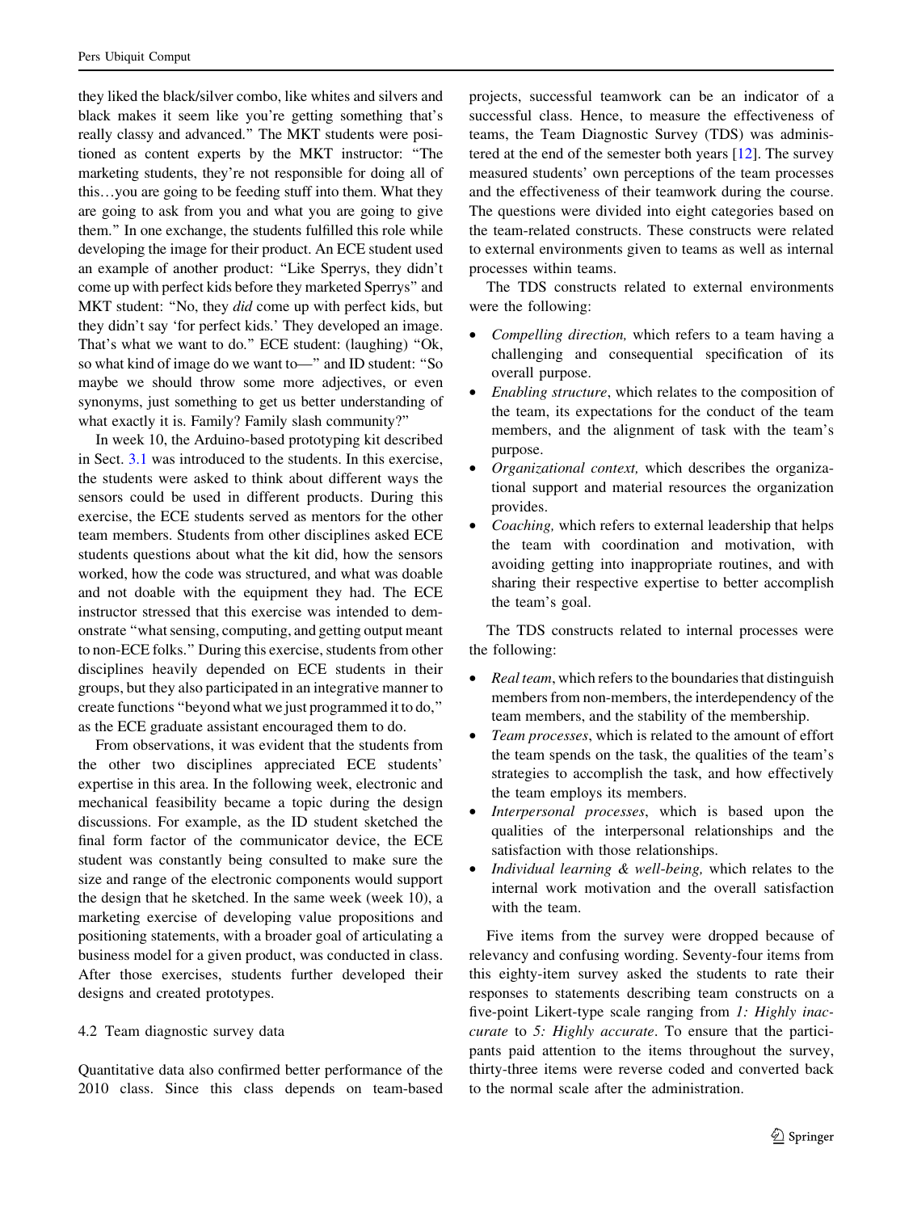they liked the black/silver combo, like whites and silvers and black makes it seem like you're getting something that's really classy and advanced." The MKT students were positioned as content experts by the MKT instructor: "The marketing students, they're not responsible for doing all of this…you are going to be feeding stuff into them. What they are going to ask from you and what you are going to give them." In one exchange, the students fulfilled this role while developing the image for their product. An ECE student used an example of another product: "Like Sperrys, they didn't come up with perfect kids before they marketed Sperrys" and MKT student: "No, they *did* come up with perfect kids, but they didn't say 'for perfect kids.' They developed an image. That's what we want to do." ECE student: (laughing) "Ok, so what kind of image do we want to—" and ID student: "So maybe we should throw some more adjectives, or even synonyms, just something to get us better understanding of what exactly it is. Family? Family slash community?"

In week 10, the Arduino-based prototyping kit described in Sect. 3.1 was introduced to the students. In this exercise, the students were asked to think about different ways the sensors could be used in different products. During this exercise, the ECE students served as mentors for the other team members. Students from other disciplines asked ECE students questions about what the kit did, how the sensors worked, how the code was structured, and what was doable and not doable with the equipment they had. The ECE instructor stressed that this exercise was intended to demonstrate "what sensing, computing, and getting output meant to non-ECE folks." During this exercise, students from other disciplines heavily depended on ECE students in their groups, but they also participated in an integrative manner to create functions "beyond what we just programmed it to do," as the ECE graduate assistant encouraged them to do.

From observations, it was evident that the students from the other two disciplines appreciated ECE students' expertise in this area. In the following week, electronic and mechanical feasibility became a topic during the design discussions. For example, as the ID student sketched the final form factor of the communicator device, the ECE student was constantly being consulted to make sure the size and range of the electronic components would support the design that he sketched. In the same week (week 10), a marketing exercise of developing value propositions and positioning statements, with a broader goal of articulating a business model for a given product, was conducted in class. After those exercises, students further developed their designs and created prototypes.

### 4.2 Team diagnostic survey data

Quantitative data also confirmed better performance of the 2010 class. Since this class depends on team-based projects, successful teamwork can be an indicator of a successful class. Hence, to measure the effectiveness of teams, the Team Diagnostic Survey (TDS) was administered at the end of the semester both years [12]. The survey measured students' own perceptions of the team processes and the effectiveness of their teamwork during the course. The questions were divided into eight categories based on the team-related constructs. These constructs were related to external environments given to teams as well as internal processes within teams.

The TDS constructs related to external environments were the following:

- *Compelling direction,* which refers to a team having a challenging and consequential specification of its overall purpose.
- *Enabling structure*, which relates to the composition of the team, its expectations for the conduct of the team members, and the alignment of task with the team's purpose.
- *Organizational context,* which describes the organizational support and material resources the organization provides.
- *Coaching,* which refers to external leadership that helps the team with coordination and motivation, with avoiding getting into inappropriate routines, and with sharing their respective expertise to better accomplish the team's goal.

The TDS constructs related to internal processes were the following:

- *Real team*, which refers to the boundaries that distinguish members from non-members, the interdependency of the team members, and the stability of the membership.
- *Team processes*, which is related to the amount of effort the team spends on the task, the qualities of the team's strategies to accomplish the task, and how effectively the team employs its members.
- *Interpersonal processes*, which is based upon the qualities of the interpersonal relationships and the satisfaction with those relationships.
- *Individual learning & well-being,* which relates to the internal work motivation and the overall satisfaction with the team.

Five items from the survey were dropped because of relevancy and confusing wording. Seventy-four items from this eighty-item survey asked the students to rate their responses to statements describing team constructs on a five-point Likert-type scale ranging from *1: Highly inaccurate* to *5: Highly accurate*. To ensure that the participants paid attention to the items throughout the survey, thirty-three items were reverse coded and converted back to the normal scale after the administration.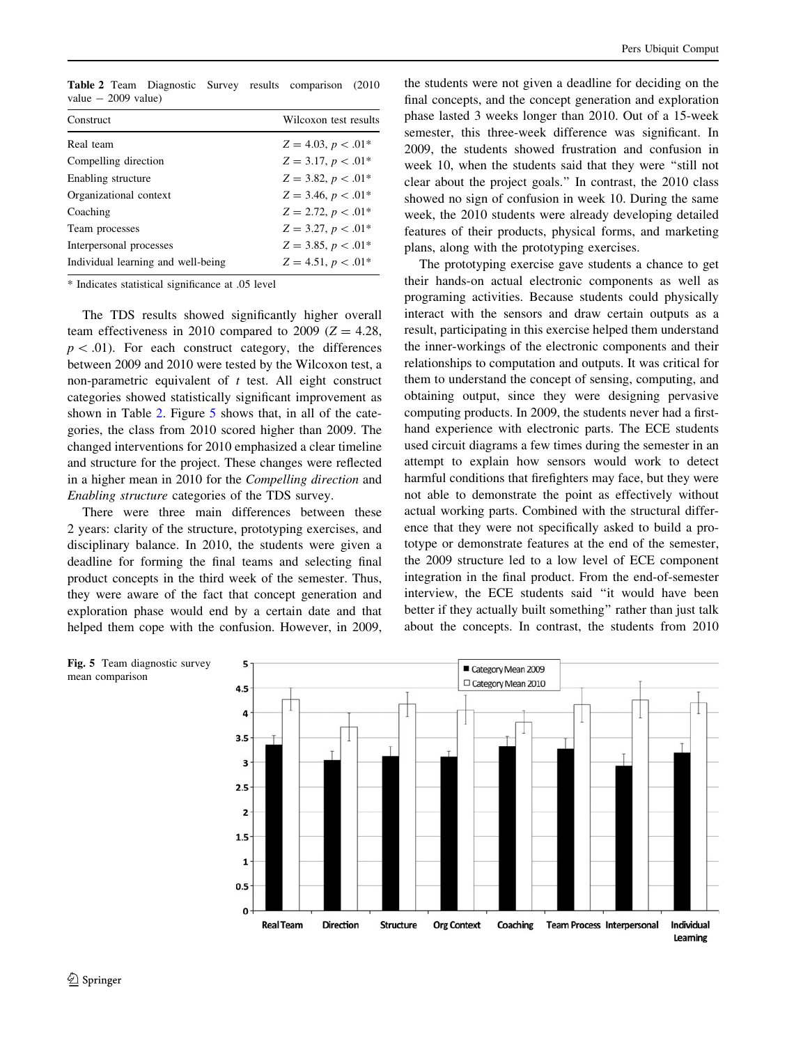**Table 2** Team Diagnostic Survey results comparison (2010 value − 2009 value)

| Construct | Wilcoxon test results |
|---|---|
| Real team | $Z = 4.03$, $p < .01$* |
| Compelling direction | $Z = 3.17$, $p < .01$* |
| Enabling structure | $Z = 3.82$, $p < .01$* |
| Organizational context | $Z = 3.46$, $p < .01$* |
| Coaching | $Z = 2.72$, $p < .01$* |
| Team processes | $Z = 3.27$, $p < .01$* |
| Interpersonal processes | $Z = 3.85$, $p < .01$* |
| Individual learning and well-being | $Z = 4.51$, $p < .01$* |

\* Indicates statistical significance at .05 level

The TDS results showed significantly higher overall team effectiveness in 2010 compared to 2009 ($Z = 4.28$, $p < .01$). For each construct category, the differences between 2009 and 2010 were tested by the Wilcoxon test, a non-parametric equivalent of *t* test. All eight construct categories showed statistically significant improvement as shown in Table 2. Figure 5 shows that, in all of the categories, the class from 2010 scored higher than 2009. The changed interventions for 2010 emphasized a clear timeline and structure for the project. These changes were reflected in a higher mean in 2010 for the *Compelling direction* and *Enabling structure* categories of the TDS survey.

There were three main differences between these 2 years: clarity of the structure, prototyping exercises, and disciplinary balance. In 2010, the students were given a deadline for forming the final teams and selecting final product concepts in the third week of the semester. Thus, they were aware of the fact that concept generation and exploration phase would end by a certain date and that helped them cope with the confusion. However, in 2009, the students were not given a deadline for deciding on the final concepts, and the concept generation and exploration phase lasted 3 weeks longer than 2010. Out of a 15-week semester, this three-week difference was significant. In 2009, the students showed frustration and confusion in week 10, when the students said that they were "still not clear about the project goals." In contrast, the 2010 class showed no sign of confusion in week 10. During the same week, the 2010 students were already developing detailed features of their products, physical forms, and marketing plans, along with the prototyping exercises.

The prototyping exercise gave students a chance to get their hands-on actual electronic components as well as programing activities. Because students could physically interact with the sensors and draw certain outputs as a result, participating in this exercise helped them understand the inner-workings of the electronic components and their relationships to computation and outputs. It was critical for them to understand the concept of sensing, computing, and obtaining output, since they were designing pervasive computing products. In 2009, the students never had a first-hand experience with electronic parts. The ECE students used circuit diagrams a few times during the semester in an attempt to explain how sensors would work to detect harmful conditions that firefighters may face, but they were not able to demonstrate the point as effectively without actual working parts. Combined with the structural difference that they were not specifically asked to build a prototype or demonstrate features at the end of the semester, the 2009 structure led to a low level of ECE component integration in the final product. From the end-of-semester interview, the ECE students said "it would have been better if they actually built something" rather than just talk about the concepts. In contrast, the students from 2010

**Fig. 5** Team diagnostic survey mean comparison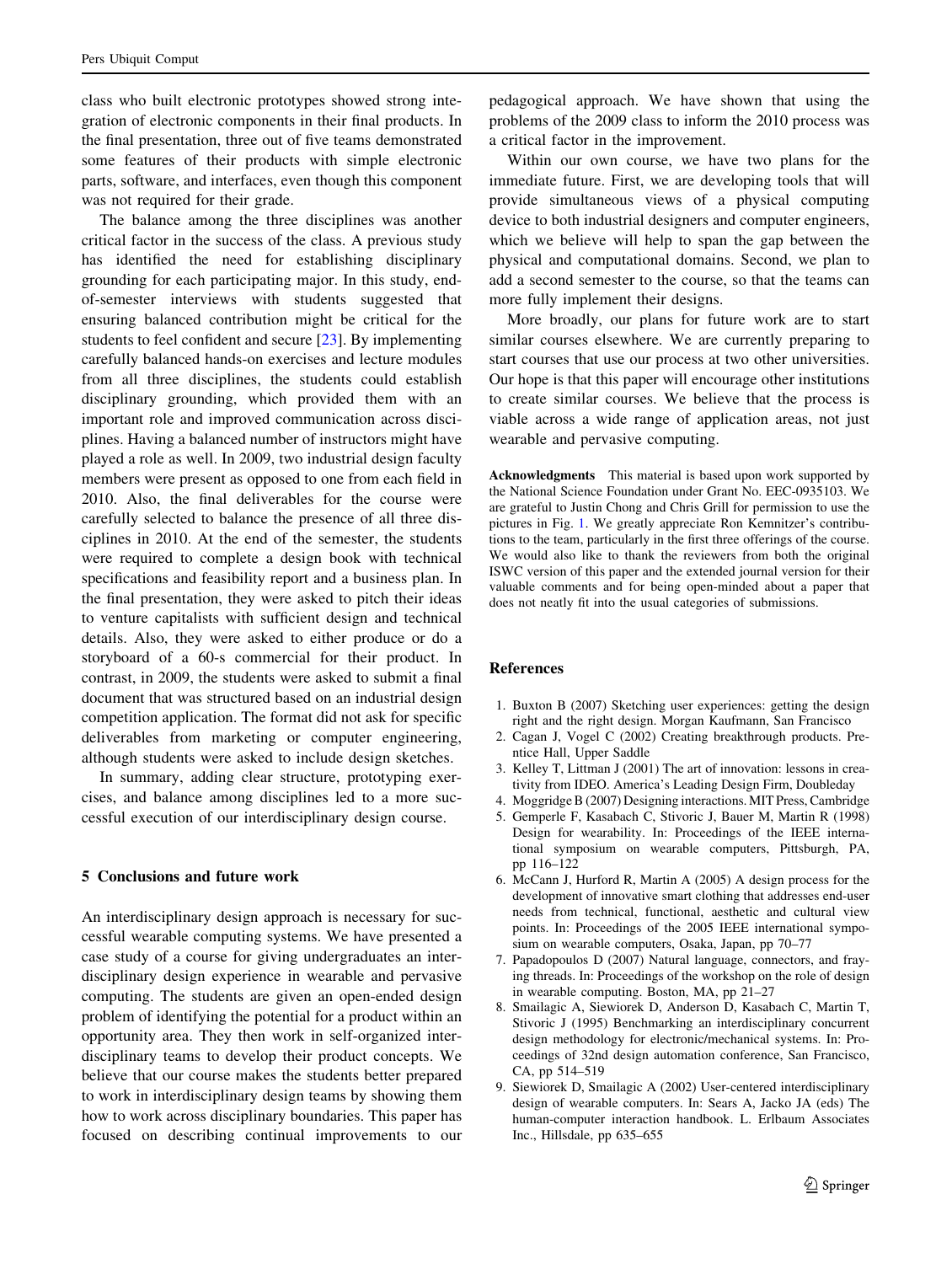class who built electronic prototypes showed strong integration of electronic components in their final products. In the final presentation, three out of five teams demonstrated some features of their products with simple electronic parts, software, and interfaces, even though this component was not required for their grade.

The balance among the three disciplines was another critical factor in the success of the class. A previous study has identified the need for establishing disciplinary grounding for each participating major. In this study, end-of-semester interviews with students suggested that ensuring balanced contribution might be critical for the students to feel confident and secure [23]. By implementing carefully balanced hands-on exercises and lecture modules from all three disciplines, the students could establish disciplinary grounding, which provided them with an important role and improved communication across disciplines. Having a balanced number of instructors might have played a role as well. In 2009, two industrial design faculty members were present as opposed to one from each field in 2010. Also, the final deliverables for the course were carefully selected to balance the presence of all three disciplines in 2010. At the end of the semester, the students were required to complete a design book with technical specifications and feasibility report and a business plan. In the final presentation, they were asked to pitch their ideas to venture capitalists with sufficient design and technical details. Also, they were asked to either produce or do a storyboard of a 60-s commercial for their product. In contrast, in 2009, the students were asked to submit a final document that was structured based on an industrial design competition application. The format did not ask for specific deliverables from marketing or computer engineering, although students were asked to include design sketches.

In summary, adding clear structure, prototyping exercises, and balance among disciplines led to a more successful execution of our interdisciplinary design course.

## 5 Conclusions and future work

An interdisciplinary design approach is necessary for successful wearable computing systems. We have presented a case study of a course for giving undergraduates an interdisciplinary design experience in wearable and pervasive computing. The students are given an open-ended design problem of identifying the potential for a product within an opportunity area. They then work in self-organized interdisciplinary teams to develop their product concepts. We believe that our course makes the students better prepared to work in interdisciplinary design teams by showing them how to work across disciplinary boundaries. This paper has focused on describing continual improvements to our pedagogical approach. We have shown that using the problems of the 2009 class to inform the 2010 process was a critical factor in the improvement.

Within our own course, we have two plans for the immediate future. First, we are developing tools that will provide simultaneous views of a physical computing device to both industrial designers and computer engineers, which we believe will help to span the gap between the physical and computational domains. Second, we plan to add a second semester to the course, so that the teams can more fully implement their designs.

More broadly, our plans for future work are to start similar courses elsewhere. We are currently preparing to start courses that use our process at two other universities. Our hope is that this paper will encourage other institutions to create similar courses. We believe that the process is viable across a wide range of application areas, not just wearable and pervasive computing.

**Acknowledgments** This material is based upon work supported by the National Science Foundation under Grant No. EEC-0935103. We are grateful to Justin Chong and Chris Grill for permission to use the pictures in Fig. 1. We greatly appreciate Ron Kemnitzer's contributions to the team, particularly in the first three offerings of the course. We would also like to thank the reviewers from both the original ISWC version of this paper and the extended journal version for their valuable comments and for being open-minded about a paper that does not neatly fit into the usual categories of submissions.

## References

1. Buxton B (2007) Sketching user experiences: getting the design right and the right design. Morgan Kaufmann, San Francisco
2. Cagan J, Vogel C (2002) Creating breakthrough products. Prentice Hall, Upper Saddle
3. Kelley T, Littman J (2001) The art of innovation: lessons in creativity from IDEO. America's Leading Design Firm, Doubleday
4. Moggridge B (2007) Designing interactions. MIT Press, Cambridge
5. Gemperle F, Kasabach C, Stivoric J, Bauer M, Martin R (1998) Design for wearability. In: Proceedings of the IEEE international symposium on wearable computers, Pittsburgh, PA, pp 116–122
6. McCann J, Hurford R, Martin A (2005) A design process for the development of innovative smart clothing that addresses end-user needs from technical, functional, aesthetic and cultural view points. In: Proceedings of the 2005 IEEE international symposium on wearable computers, Osaka, Japan, pp 70–77
7. Papadopoulos D (2007) Natural language, connectors, and fraying threads. In: Proceedings of the workshop on the role of design in wearable computing. Boston, MA, pp 21–27
8. Smailagic A, Siewiorek D, Anderson D, Kasabach C, Martin T, Stivoric J (1995) Benchmarking an interdisciplinary concurrent design methodology for electronic/mechanical systems. In: Proceedings of 32nd design automation conference, San Francisco, CA, pp 514–519
9. Siewiorek D, Smailagic A (2002) User-centered interdisciplinary design of wearable computers. In: Sears A, Jacko JA (eds) The human-computer interaction handbook. L. Erlbaum Associates Inc., Hillsdale, pp 635–655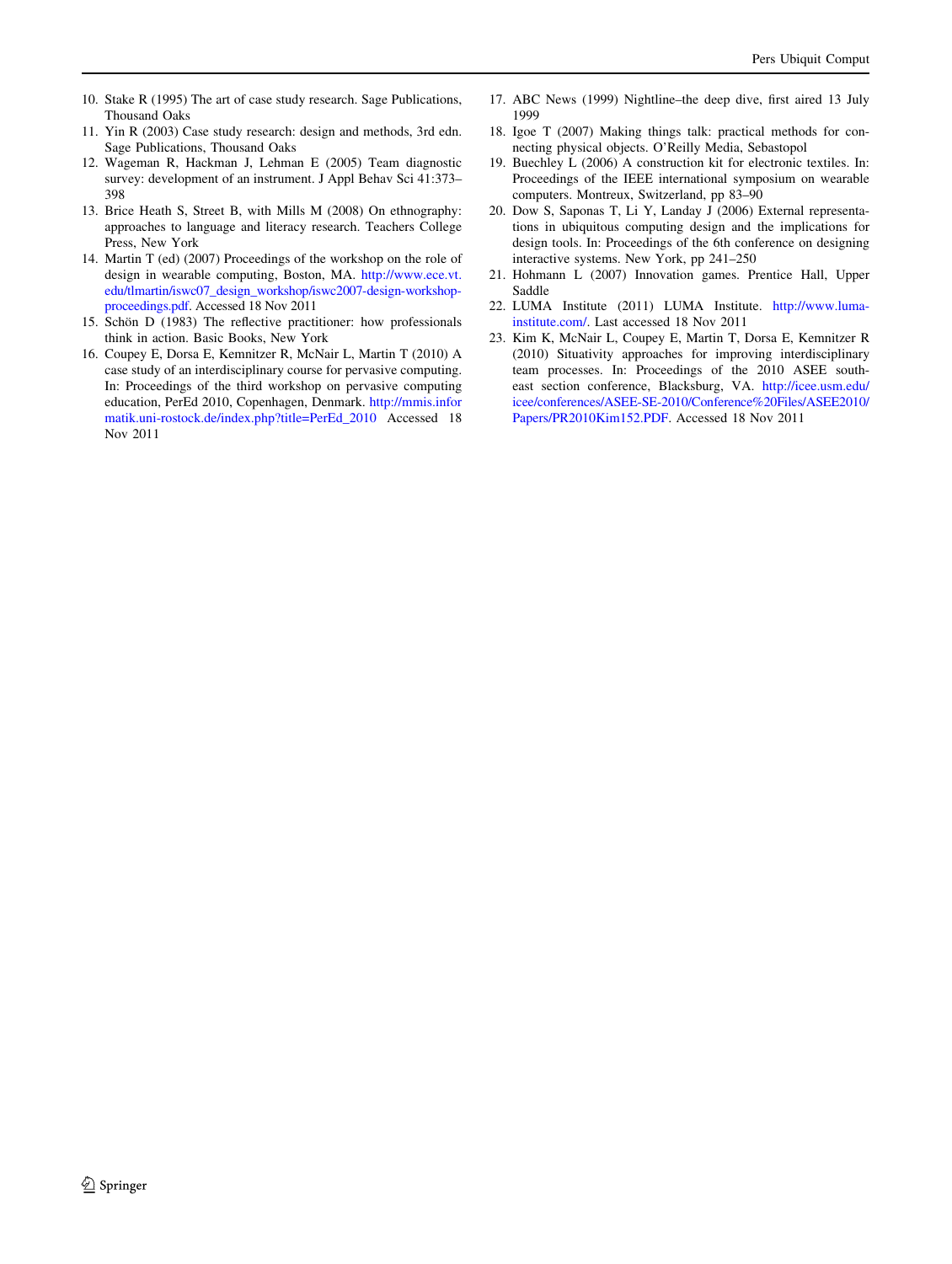10. Stake R (1995) The art of case study research. Sage Publications, Thousand Oaks
11. Yin R (2003) Case study research: design and methods, 3rd edn. Sage Publications, Thousand Oaks
12. Wageman R, Hackman J, Lehman E (2005) Team diagnostic survey: development of an instrument. J Appl Behav Sci 41:373–398
13. Brice Heath S, Street B, with Mills M (2008) On ethnography: approaches to language and literacy research. Teachers College Press, New York
14. Martin T (ed) (2007) Proceedings of the workshop on the role of design in wearable computing, Boston, MA. http://www.ece.vt.edu/tlmartin/iswc07_design_workshop/iswc2007-design-workshop-proceedings.pdf. Accessed 18 Nov 2011
15. Schön D (1983) The reflective practitioner: how professionals think in action. Basic Books, New York
16. Coupey E, Dorsa E, Kemnitzer R, McNair L, Martin T (2010) A case study of an interdisciplinary course for pervasive computing. In: Proceedings of the third workshop on pervasive computing education, PerEd 2010, Copenhagen, Denmark. http://mmis.informatik.uni-rostock.de/index.php?title=PerEd_2010 Accessed 18 Nov 2011
17. ABC News (1999) Nightline–the deep dive, first aired 13 July 1999
18. Igoe T (2007) Making things talk: practical methods for connecting physical objects. O'Reilly Media, Sebastopol
19. Buechley L (2006) A construction kit for electronic textiles. In: Proceedings of the IEEE international symposium on wearable computers. Montreux, Switzerland, pp 83–90
20. Dow S, Saponas T, Li Y, Landay J (2006) External representations in ubiquitous computing design and the implications for design tools. In: Proceedings of the 6th conference on designing interactive systems. New York, pp 241–250
21. Hohmann L (2007) Innovation games. Prentice Hall, Upper Saddle
22. LUMA Institute (2011) LUMA Institute. http://www.luma-institute.com/. Last accessed 18 Nov 2011
23. Kim K, McNair L, Coupey E, Martin T, Dorsa E, Kemnitzer R (2010) Situativity approaches for improving interdisciplinary team processes. In: Proceedings of the 2010 ASEE southeast section conference, Blacksburg, VA. http://icee.usm.edu/icee/conferences/ASEE-SE-2010/Conference%20Files/ASEE2010/Papers/PR2010Kim152.PDF. Accessed 18 Nov 2011